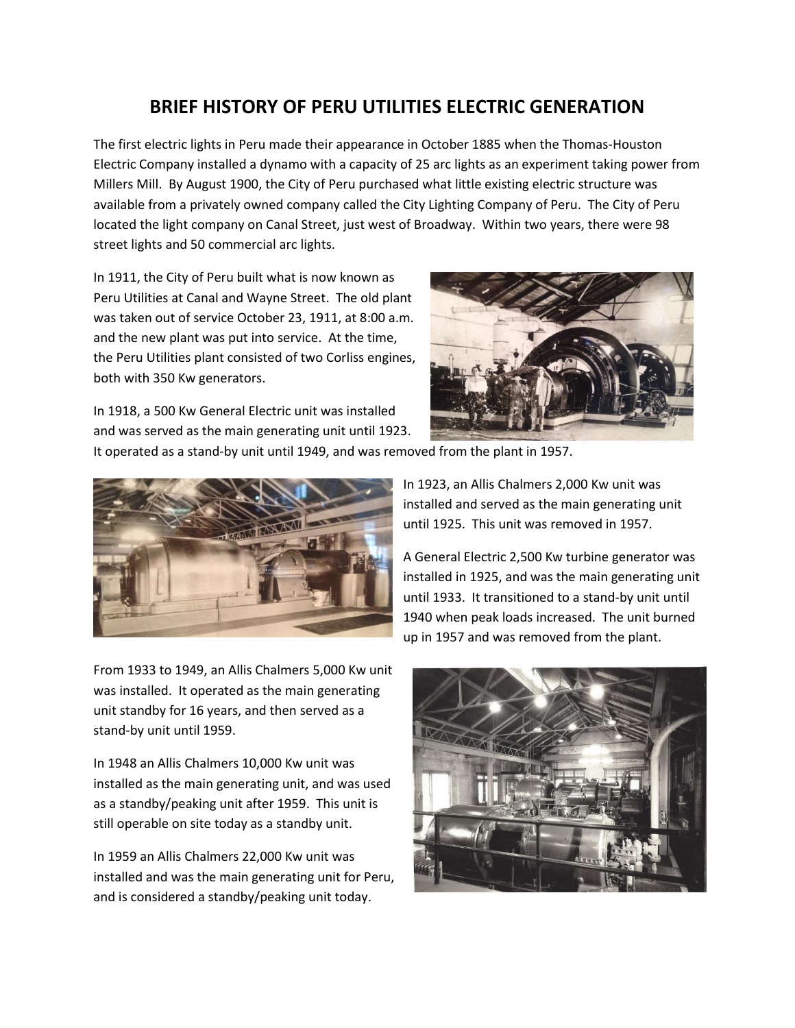# BRIEF HISTORY OF PERU UTILITIES ELECTRIC GENERATION

The first electric lights in Peru made their appearance in October 1885 when the Thomas-Houston Electric Company installed a dynamo with a capacity of 25 arc lights as an experiment taking power from Millers Mill. By August 1900, the City of Peru purchased what little existing electric structure was available from a privately owned company called the City Lighting Company of Peru. The City of Peru located the light company on Canal Street, just west of Broadway. Within two years, there were 98 street lights and 50 commercial arc lights.

In 1911, the City of Peru built what is now known as Peru Utilities at Canal and Wayne Street. The old plant was taken out of service October 23, 1911, at 8:00 a.m. and the new plant was put into service. At the time, the Peru Utilities plant consisted of two Corliss engines, both with 350 Kw generators.

In 1918, a 500 Kw General Electric unit was installed and was served as the main generating unit until 1923. It operated as a stand-by unit until 1949, and was removed from the plant in 1957.

In 1923, an Allis Chalmers 2,000 Kw unit was installed and served as the main generating unit until 1925. This unit was removed in 1957.

A General Electric 2,500 Kw turbine generator was installed in 1925, and was the main generating unit until 1933. It transitioned to a stand-by unit until 1940 when peak loads increased. The unit burned up in 1957 and was removed from the plant.

From 1933 to 1949, an Allis Chalmers 5,000 Kw unit was installed. It operated as the main generating unit standby for 16 years, and then served as a stand-by unit until 1959.

In 1948 an Allis Chalmers 10,000 Kw unit was installed as the main generating unit, and was used as a standby/peaking unit after 1959. This unit is still operable on site today as a standby unit.

In 1959 an Allis Chalmers 22,000 Kw unit was installed and was the main generating unit for Peru, and is considered a standby/peaking unit today.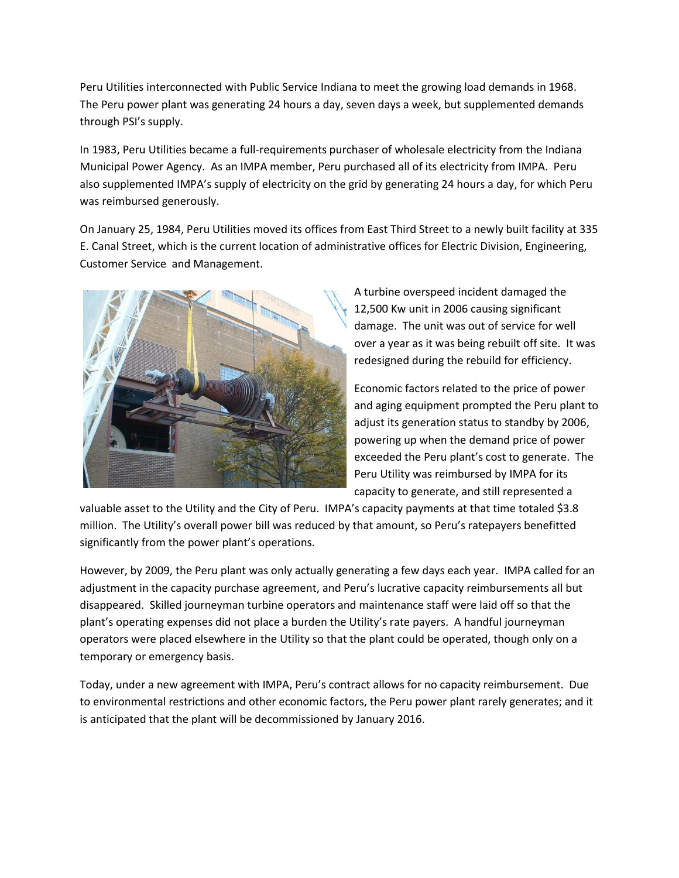Peru Utilities interconnected with Public Service Indiana to meet the growing load demands in 1968. The Peru power plant was generating 24 hours a day, seven days a week, but supplemented demands through PSI's supply.

In 1983, Peru Utilities became a full-requirements purchaser of wholesale electricity from the Indiana Municipal Power Agency. As an IMPA member, Peru purchased all of its electricity from IMPA. Peru also supplemented IMPA's supply of electricity on the grid by generating 24 hours a day, for which Peru was reimbursed generously.

On January 25, 1984, Peru Utilities moved its offices from East Third Street to a newly built facility at 335 E. Canal Street, which is the current location of administrative offices for Electric Division, Engineering, Customer Service and Management.

A turbine overspeed incident damaged the 12,500 Kw unit in 2006 causing significant damage. The unit was out of service for well over a year as it was being rebuilt off site. It was redesigned during the rebuild for efficiency.

Economic factors related to the price of power and aging equipment prompted the Peru plant to adjust its generation status to standby by 2006, powering up when the demand price of power exceeded the Peru plant's cost to generate. The Peru Utility was reimbursed by IMPA for its capacity to generate, and still represented a valuable asset to the Utility and the City of Peru. IMPA's capacity payments at that time totaled $3.8 million. The Utility's overall power bill was reduced by that amount, so Peru's ratepayers benefitted significantly from the power plant's operations.

However, by 2009, the Peru plant was only actually generating a few days each year. IMPA called for an adjustment in the capacity purchase agreement, and Peru's lucrative capacity reimbursements all but disappeared. Skilled journeyman turbine operators and maintenance staff were laid off so that the plant's operating expenses did not place a burden the Utility's rate payers. A handful journeyman operators were placed elsewhere in the Utility so that the plant could be operated, though only on a temporary or emergency basis.

Today, under a new agreement with IMPA, Peru's contract allows for no capacity reimbursement. Due to environmental restrictions and other economic factors, the Peru power plant rarely generates; and it is anticipated that the plant will be decommissioned by January 2016.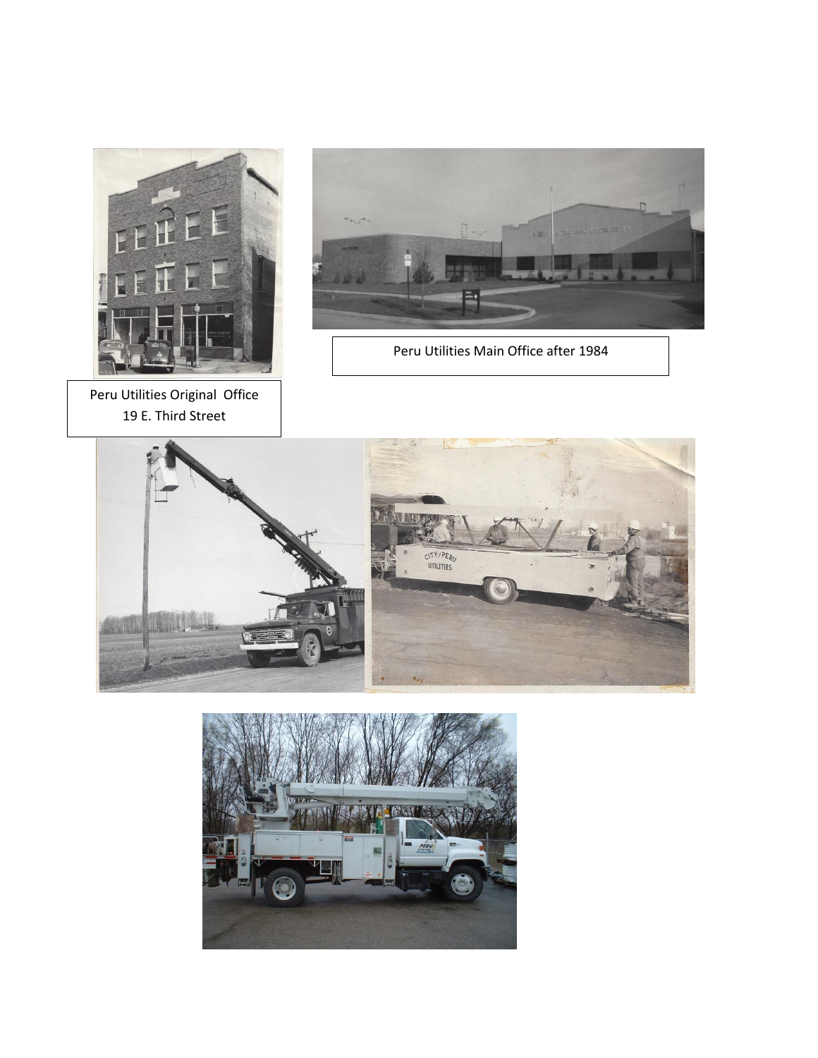Peru Utilities Main Office after 1984

Peru Utilities Original Office
19 E. Third Street